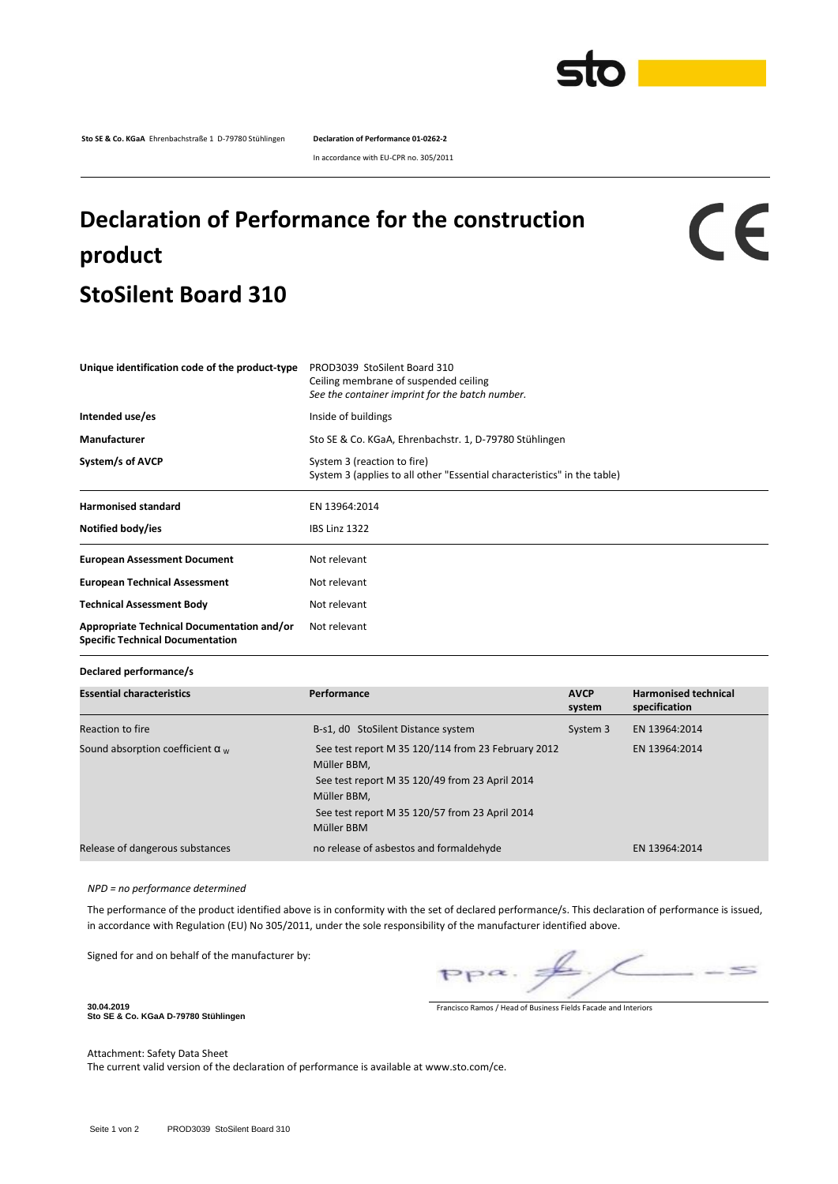**Sto SE & Co. KGaA** Ehrenbachstraße 1 D-79780 Stühlingen **Declaration of Performance 01-0262-2**

In accordance with EU-CPR no. 305/2011

# Declaration of Performance for the construction product

# StoSilent Board 310

| | |
|---|---|
| **Unique identification code of the product-type** | PROD3039 StoSilent Board 310<br>Ceiling membrane of suspended ceiling<br>*See the container imprint for the batch number.* |
| **Intended use/es** | Inside of buildings |
| **Manufacturer** | Sto SE & Co. KGaA, Ehrenbachstr. 1, D-79780 Stühlingen |
| **System/s of AVCP** | System 3 (reaction to fire)<br>System 3 (applies to all other "Essential characteristics" in the table) |
| **Harmonised standard** | EN 13964:2014 |
| **Notified body/ies** | IBS Linz 1322 |
| **European Assessment Document** | Not relevant |
| **European Technical Assessment** | Not relevant |
| **Technical Assessment Body** | Not relevant |
| **Appropriate Technical Documentation and/or Specific Technical Documentation** | Not relevant |

**Declared performance/s**

| Essential characteristics | Performance | AVCP system | Harmonised technical specification |
|---|---|---|---|
| Reaction to fire | B-s1, d0 StoSilent Distance system | System 3 | EN 13964:2014 |
| Sound absorption coefficient $\alpha_w$ | See test report M 35 120/114 from 23 February 2012 Müller BBM,<br>See test report M 35 120/49 from 23 April 2014 Müller BBM,<br>See test report M 35 120/57 from 23 April 2014 Müller BBM | | EN 13964:2014 |
| Release of dangerous substances | no release of asbestos and formaldehyde | | EN 13964:2014 |

*NPD = no performance determined*

The performance of the product identified above is in conformity with the set of declared performance/s. This declaration of performance is issued, in accordance with Regulation (EU) No 305/2011, under the sole responsibility of the manufacturer identified above.

Signed for and on behalf of the manufacturer by:

**30.04.2019**
**Sto SE & Co. KGaA D-79780 Stühlingen**

Francisco Ramos / Head of Business Fields Facade and Interiors

Attachment: Safety Data Sheet
The current valid version of the declaration of performance is available at www.sto.com/ce.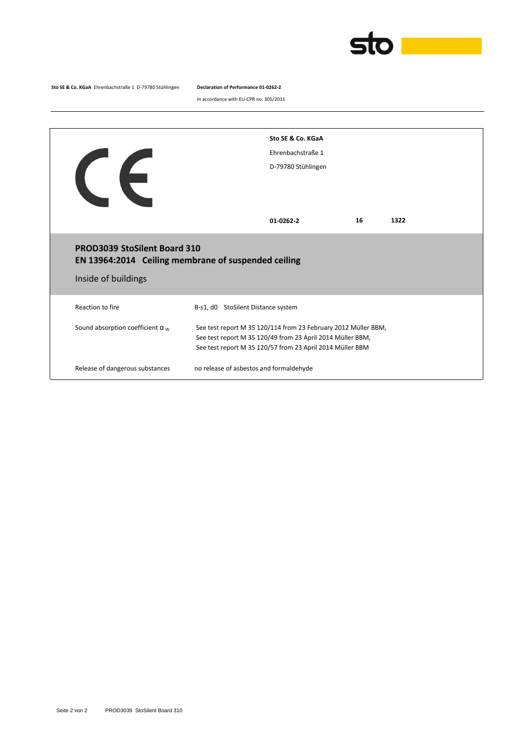**Sto SE & Co. KGaA** Ehrenbachstraße 1 D-79780 Stühlingen

**Declaration of Performance 01-0262-2**

In accordance with EU-CPR no. 305/2011

---

CE

**Sto SE & Co. KGaA**

Ehrenbachstraße 1

D-79780 Stühlingen

**01-0262-2** **16** **1322**

## PROD3039 StoSilent Board 310
## EN 13964:2014 Ceiling membrane of suspended ceiling

Inside of buildings

| | |
|---|---|
| Reaction to fire | B-s1, d0 StoSilent Distance system |
| Sound absorption coefficient $\alpha_w$ | See test report M 35 120/114 from 23 February 2012 Müller BBM,<br>See test report M 35 120/49 from 23 April 2014 Müller BBM,<br>See test report M 35 120/57 from 23 April 2014 Müller BBM |
| Release of dangerous substances | no release of asbestos and formaldehyde |